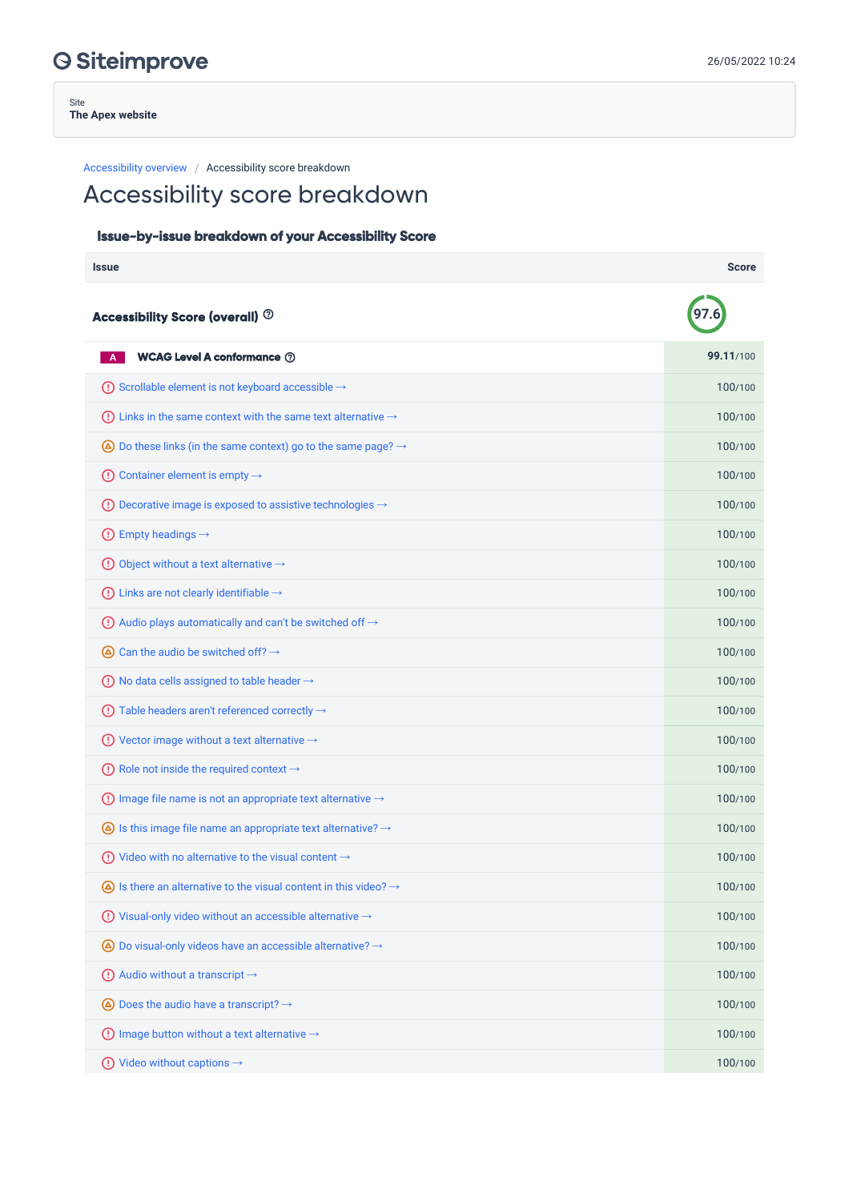Siteimprove

26/05/2022 10:24

Site
**The Apex website**

Accessibility overview / Accessibility score breakdown

# Accessibility score breakdown

## Issue-by-issue breakdown of your Accessibility Score

| Issue | Score |
|---|---|
| **Accessibility Score (overall)** | 97.6 |
| A **WCAG Level A conformance** | **99.11**/100 |
| Scrollable element is not keyboard accessible → | 100/100 |
| Links in the same context with the same text alternative → | 100/100 |
| Do these links (in the same context) go to the same page? → | 100/100 |
| Container element is empty → | 100/100 |
| Decorative image is exposed to assistive technologies → | 100/100 |
| Empty headings → | 100/100 |
| Object without a text alternative → | 100/100 |
| Links are not clearly identifiable → | 100/100 |
| Audio plays automatically and can't be switched off → | 100/100 |
| Can the audio be switched off? → | 100/100 |
| No data cells assigned to table header → | 100/100 |
| Table headers aren't referenced correctly → | 100/100 |
| Vector image without a text alternative → | 100/100 |
| Role not inside the required context → | 100/100 |
| Image file name is not an appropriate text alternative → | 100/100 |
| Is this image file name an appropriate text alternative? → | 100/100 |
| Video with no alternative to the visual content → | 100/100 |
| Is there an alternative to the visual content in this video? → | 100/100 |
| Visual-only video without an accessible alternative → | 100/100 |
| Do visual-only videos have an accessible alternative? → | 100/100 |
| Audio without a transcript → | 100/100 |
| Does the audio have a transcript? → | 100/100 |
| Image button without a text alternative → | 100/100 |
| Video without captions → | 100/100 |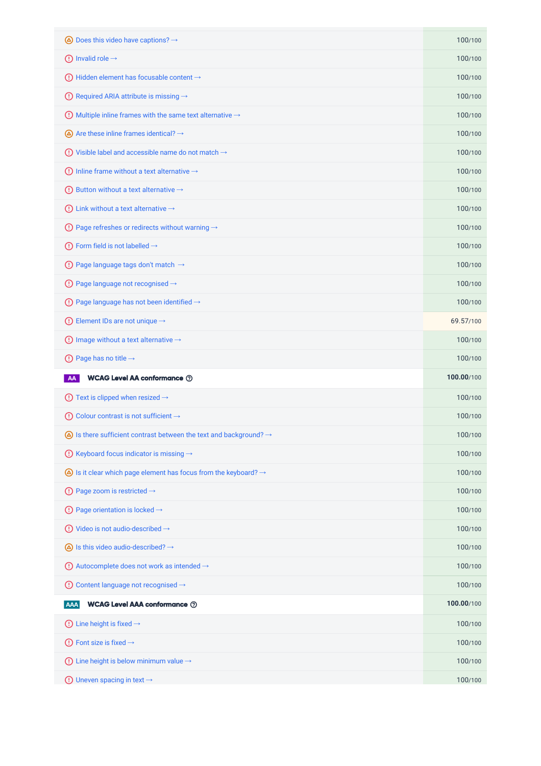| Check | Score |
|---|---|
| Does this video have captions? → | 100/100 |
| Invalid role → | 100/100 |
| Hidden element has focusable content → | 100/100 |
| Required ARIA attribute is missing → | 100/100 |
| Multiple inline frames with the same text alternative → | 100/100 |
| Are these inline frames identical? → | 100/100 |
| Visible label and accessible name do not match → | 100/100 |
| Inline frame without a text alternative → | 100/100 |
| Button without a text alternative → | 100/100 |
| Link without a text alternative → | 100/100 |
| Page refreshes or redirects without warning → | 100/100 |
| Form field is not labelled → | 100/100 |
| Page language tags don't match → | 100/100 |
| Page language not recognised → | 100/100 |
| Page language has not been identified → | 100/100 |
| Element IDs are not unique → | 69.57/100 |
| Image without a text alternative → | 100/100 |
| Page has no title → | 100/100 |
| **AA WCAG Level AA conformance** | **100.00**/100 |
| Text is clipped when resized → | 100/100 |
| Colour contrast is not sufficient → | 100/100 |
| Is there sufficient contrast between the text and background? → | 100/100 |
| Keyboard focus indicator is missing → | 100/100 |
| Is it clear which page element has focus from the keyboard? → | 100/100 |
| Page zoom is restricted → | 100/100 |
| Page orientation is locked → | 100/100 |
| Video is not audio-described → | 100/100 |
| Is this video audio-described? → | 100/100 |
| Autocomplete does not work as intended → | 100/100 |
| Content language not recognised → | 100/100 |
| **AAA WCAG Level AAA conformance** | **100.00**/100 |
| Line height is fixed → | 100/100 |
| Font size is fixed → | 100/100 |
| Line height is below minimum value → | 100/100 |
| Uneven spacing in text → | 100/100 |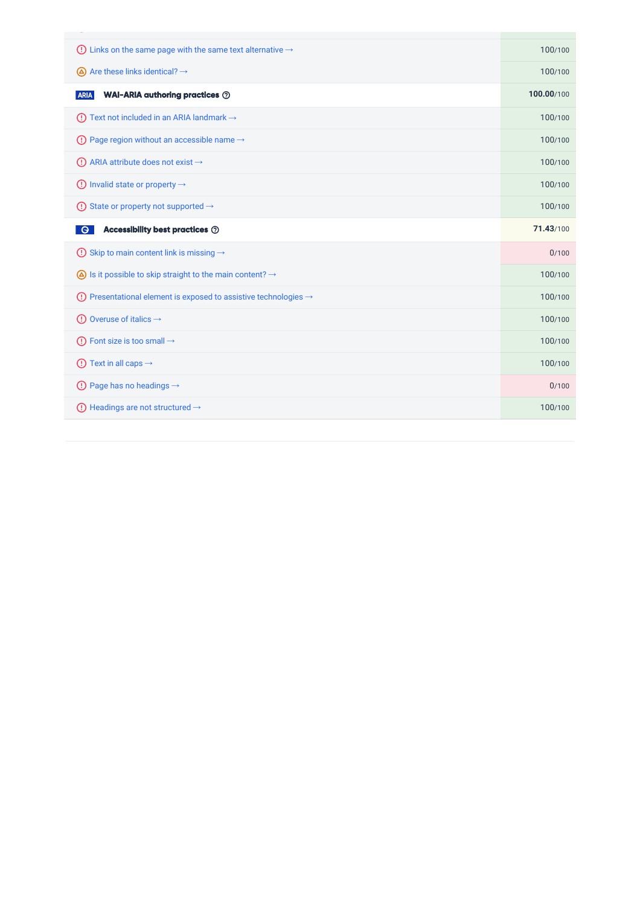| | |
|---|---|
| Links on the same page with the same text alternative → | 100/100 |
| Are these links identical? → | 100/100 |
| ARIA **WAI-ARIA authoring practices** | **100.00**/100 |
| Text not included in an ARIA landmark → | 100/100 |
| Page region without an accessible name → | 100/100 |
| ARIA attribute does not exist → | 100/100 |
| Invalid state or property → | 100/100 |
| State or property not supported → | 100/100 |
| **Accessibility best practices** | **71.43**/100 |
| Skip to main content link is missing → | 0/100 |
| Is it possible to skip straight to the main content? → | 100/100 |
| Presentational element is exposed to assistive technologies → | 100/100 |
| Overuse of italics → | 100/100 |
| Font size is too small → | 100/100 |
| Text in all caps → | 100/100 |
| Page has no headings → | 0/100 |
| Headings are not structured → | 100/100 |